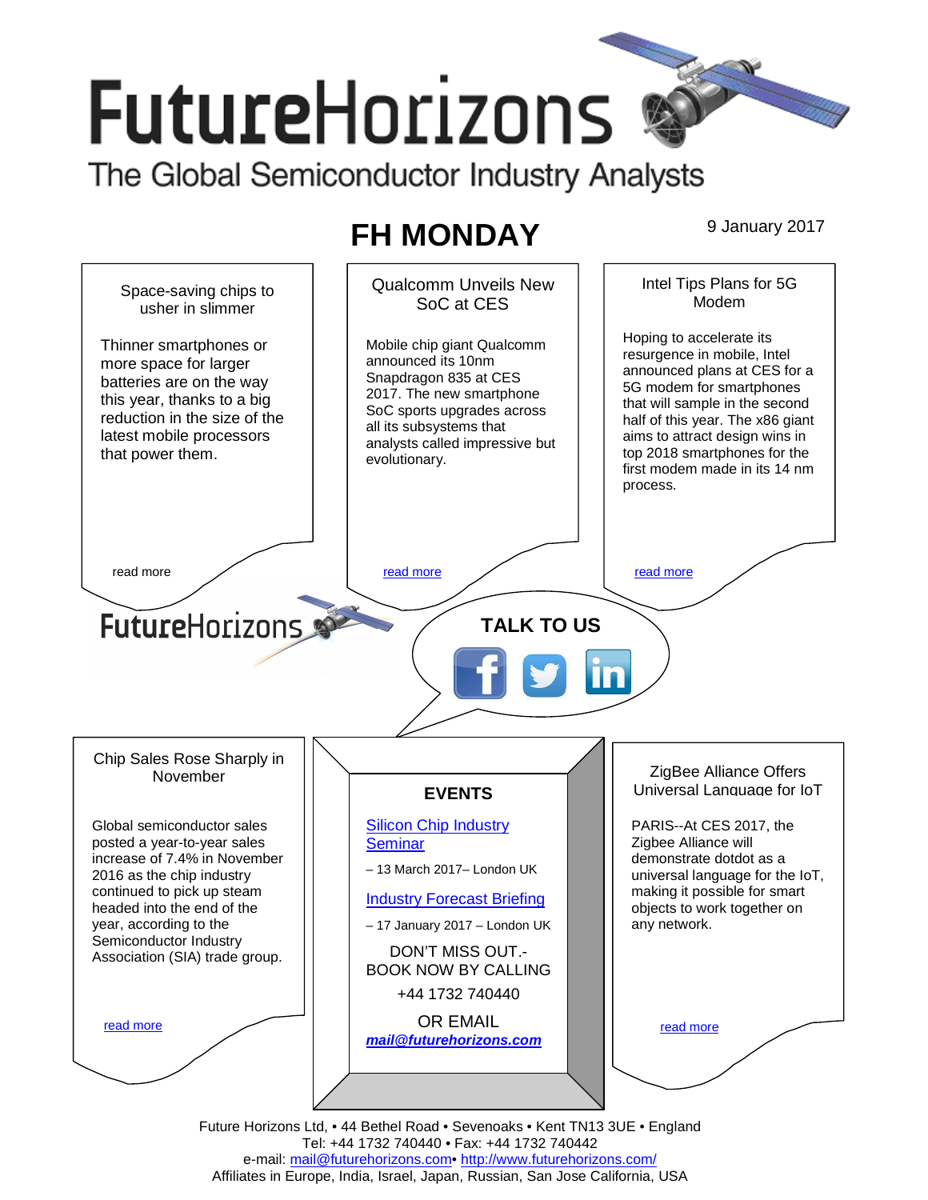# FutureHorizons

The Global Semiconductor Industry Analysts

## FH MONDAY

9 January 2017

### Space-saving chips to usher in slimmer

Thinner smartphones or more space for larger batteries are on the way this year, thanks to a big reduction in the size of the latest mobile processors that power them.

read more

### Qualcomm Unveils New SoC at CES

Mobile chip giant Qualcomm announced its 10nm Snapdragon 835 at CES 2017. The new smartphone SoC sports upgrades across all its subsystems that analysts called impressive but evolutionary.

read more

### Intel Tips Plans for 5G Modem

Hoping to accelerate its resurgence in mobile, Intel announced plans at CES for a 5G modem for smartphones that will sample in the second half of this year. The x86 giant aims to attract design wins in top 2018 smartphones for the first modem made in its 14 nm process.

read more

FutureHorizons

**TALK TO US**

### Chip Sales Rose Sharply in November

Global semiconductor sales posted a year-to-year sales increase of 7.4% in November 2016 as the chip industry continued to pick up steam headed into the end of the year, according to the Semiconductor Industry Association (SIA) trade group.

read more

### EVENTS

Silicon Chip Industry Seminar

– 13 March 2017– London UK

Industry Forecast Briefing

– 17 January 2017 – London UK

DON'T MISS OUT.- BOOK NOW BY CALLING

+44 1732 740440

OR EMAIL

***mail@futurehorizons.com***

### ZigBee Alliance Offers Universal Language for IoT

PARIS--At CES 2017, the Zigbee Alliance will demonstrate dotdot as a universal language for the IoT, making it possible for smart objects to work together on any network.

read more

Future Horizons Ltd, • 44 Bethel Road • Sevenoaks • Kent TN13 3UE • England
Tel: +44 1732 740440 • Fax: +44 1732 740442
e-mail: mail@futurehorizons.com• http://www.futurehorizons.com/
Affiliates in Europe, India, Israel, Japan, Russian, San Jose California, USA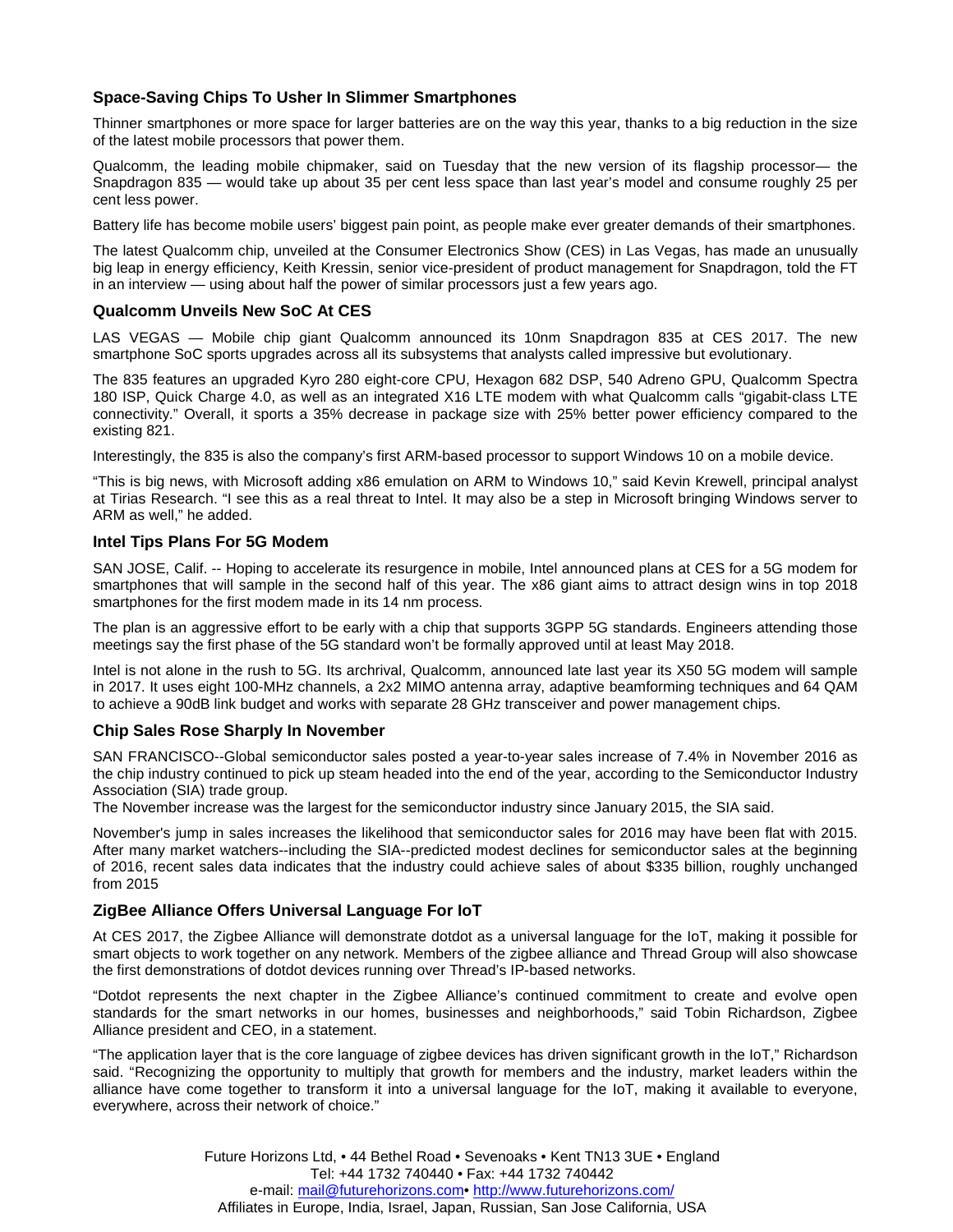### Space-Saving Chips To Usher In Slimmer Smartphones

Thinner smartphones or more space for larger batteries are on the way this year, thanks to a big reduction in the size of the latest mobile processors that power them.

Qualcomm, the leading mobile chipmaker, said on Tuesday that the new version of its flagship processor— the Snapdragon 835 — would take up about 35 per cent less space than last year's model and consume roughly 25 per cent less power.

Battery life has become mobile users' biggest pain point, as people make ever greater demands of their smartphones.

The latest Qualcomm chip, unveiled at the Consumer Electronics Show (CES) in Las Vegas, has made an unusually big leap in energy efficiency, Keith Kressin, senior vice-president of product management for Snapdragon, told the FT in an interview — using about half the power of similar processors just a few years ago.

### Qualcomm Unveils New SoC At CES

LAS VEGAS — Mobile chip giant Qualcomm announced its 10nm Snapdragon 835 at CES 2017. The new smartphone SoC sports upgrades across all its subsystems that analysts called impressive but evolutionary.

The 835 features an upgraded Kyro 280 eight-core CPU, Hexagon 682 DSP, 540 Adreno GPU, Qualcomm Spectra 180 ISP, Quick Charge 4.0, as well as an integrated X16 LTE modem with what Qualcomm calls "gigabit-class LTE connectivity." Overall, it sports a 35% decrease in package size with 25% better power efficiency compared to the existing 821.

Interestingly, the 835 is also the company's first ARM-based processor to support Windows 10 on a mobile device.

"This is big news, with Microsoft adding x86 emulation on ARM to Windows 10," said Kevin Krewell, principal analyst at Tirias Research. "I see this as a real threat to Intel. It may also be a step in Microsoft bringing Windows server to ARM as well," he added.

### Intel Tips Plans For 5G Modem

SAN JOSE, Calif. -- Hoping to accelerate its resurgence in mobile, Intel announced plans at CES for a 5G modem for smartphones that will sample in the second half of this year. The x86 giant aims to attract design wins in top 2018 smartphones for the first modem made in its 14 nm process.

The plan is an aggressive effort to be early with a chip that supports 3GPP 5G standards. Engineers attending those meetings say the first phase of the 5G standard won't be formally approved until at least May 2018.

Intel is not alone in the rush to 5G. Its archrival, Qualcomm, announced late last year its X50 5G modem will sample in 2017. It uses eight 100-MHz channels, a 2x2 MIMO antenna array, adaptive beamforming techniques and 64 QAM to achieve a 90dB link budget and works with separate 28 GHz transceiver and power management chips.

### Chip Sales Rose Sharply In November

SAN FRANCISCO--Global semiconductor sales posted a year-to-year sales increase of 7.4% in November 2016 as the chip industry continued to pick up steam headed into the end of the year, according to the Semiconductor Industry Association (SIA) trade group.
The November increase was the largest for the semiconductor industry since January 2015, the SIA said.

November's jump in sales increases the likelihood that semiconductor sales for 2016 may have been flat with 2015. After many market watchers--including the SIA--predicted modest declines for semiconductor sales at the beginning of 2016, recent sales data indicates that the industry could achieve sales of about $335 billion, roughly unchanged from 2015

### ZigBee Alliance Offers Universal Language For IoT

At CES 2017, the Zigbee Alliance will demonstrate dotdot as a universal language for the IoT, making it possible for smart objects to work together on any network. Members of the zigbee alliance and Thread Group will also showcase the first demonstrations of dotdot devices running over Thread's IP-based networks.

"Dotdot represents the next chapter in the Zigbee Alliance's continued commitment to create and evolve open standards for the smart networks in our homes, businesses and neighborhoods," said Tobin Richardson, Zigbee Alliance president and CEO, in a statement.

"The application layer that is the core language of zigbee devices has driven significant growth in the IoT," Richardson said. "Recognizing the opportunity to multiply that growth for members and the industry, market leaders within the alliance have come together to transform it into a universal language for the IoT, making it available to everyone, everywhere, across their network of choice."